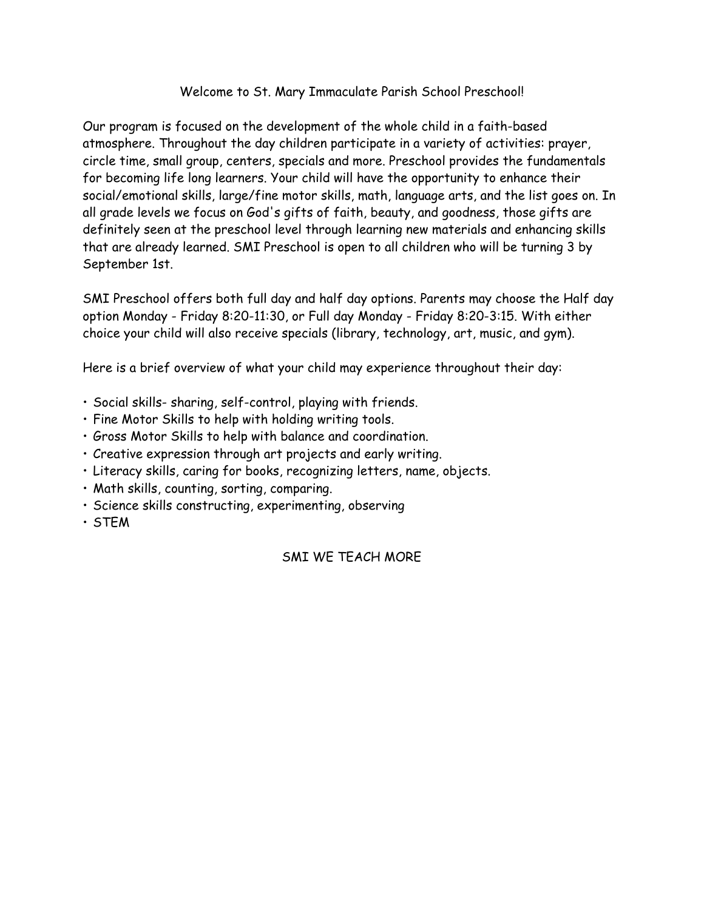Welcome to St. Mary Immaculate Parish School Preschool!

Our program is focused on the development of the whole child in a faith-based atmosphere. Throughout the day children participate in a variety of activities: prayer, circle time, small group, centers, specials and more. Preschool provides the fundamentals for becoming life long learners. Your child will have the opportunity to enhance their social/emotional skills, large/fine motor skills, math, language arts, and the list goes on. In all grade levels we focus on God's gifts of faith, beauty, and goodness, those gifts are definitely seen at the preschool level through learning new materials and enhancing skills that are already learned. SMI Preschool is open to all children who will be turning 3 by September 1st.

SMI Preschool offers both full day and half day options. Parents may choose the Half day option Monday - Friday 8:20-11:30, or Full day Monday - Friday 8:20-3:15. With either choice your child will also receive specials (library, technology, art, music, and gym).

Here is a brief overview of what your child may experience throughout their day:

- Social skills- sharing, self-control, playing with friends.
- Fine Motor Skills to help with holding writing tools.
- Gross Motor Skills to help with balance and coordination.
- Creative expression through art projects and early writing.
- Literacy skills, caring for books, recognizing letters, name, objects.
- Math skills, counting, sorting, comparing.
- Science skills constructing, experimenting, observing
- STEM

SMI WE TEACH MORE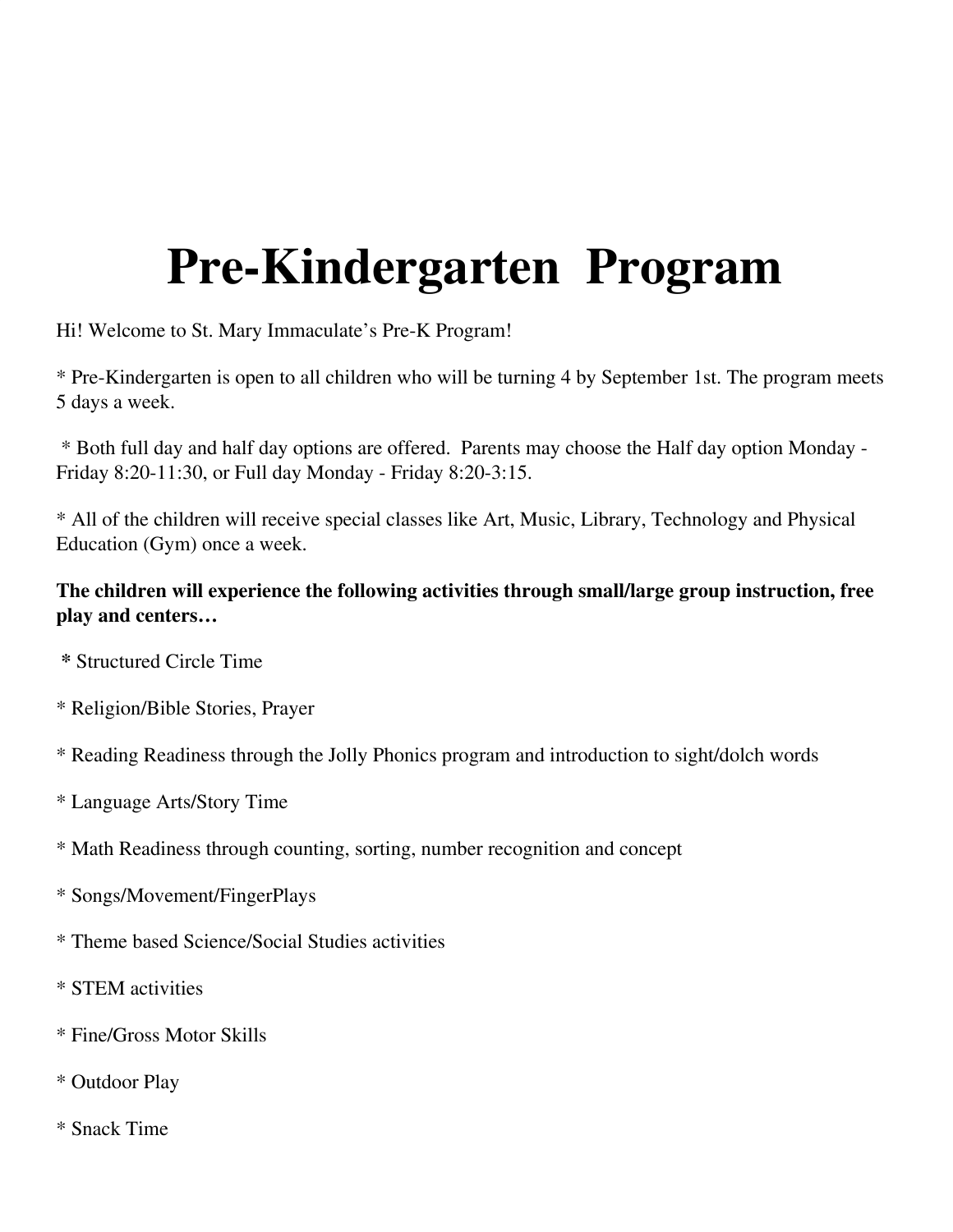# Pre-Kindergarten Program

Hi! Welcome to St. Mary Immaculate's Pre-K Program!

* Pre-Kindergarten is open to all children who will be turning 4 by September 1st. The program meets 5 days a week.

* Both full day and half day options are offered. Parents may choose the Half day option Monday - Friday 8:20-11:30, or Full day Monday - Friday 8:20-3:15.

* All of the children will receive special classes like Art, Music, Library, Technology and Physical Education (Gym) once a week.

**The children will experience the following activities through small/large group instruction, free play and centers…**

* Structured Circle Time
* Religion/Bible Stories, Prayer
* Reading Readiness through the Jolly Phonics program and introduction to sight/dolch words
* Language Arts/Story Time
* Math Readiness through counting, sorting, number recognition and concept
* Songs/Movement/FingerPlays
* Theme based Science/Social Studies activities
* STEM activities
* Fine/Gross Motor Skills
* Outdoor Play
* Snack Time